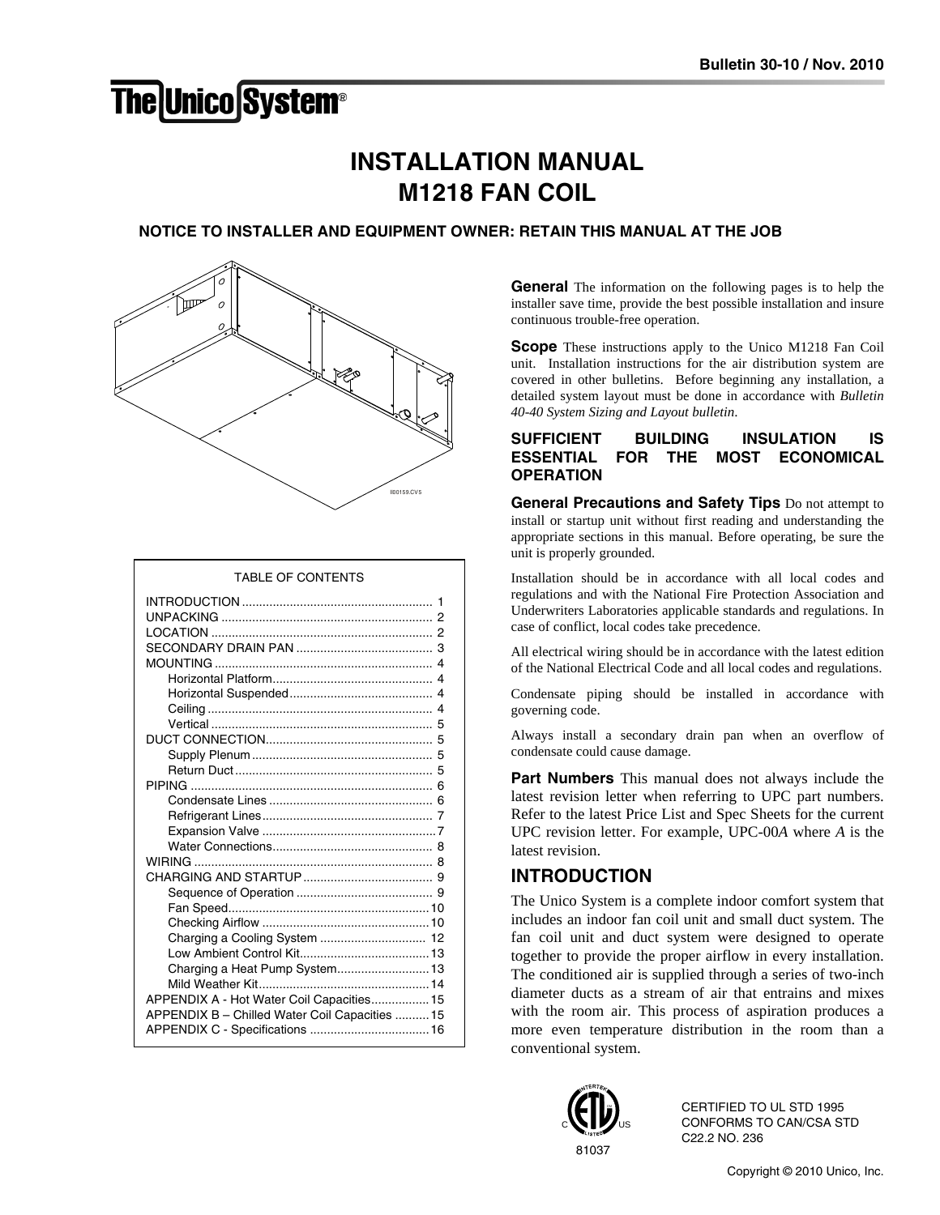Bulletin 30-10 / Nov. 2010

The Unico System®

# INSTALLATION MANUAL
# M1218 FAN COIL

**NOTICE TO INSTALLER AND EQUIPMENT OWNER: RETAIN THIS MANUAL AT THE JOB**

TABLE OF CONTENTS

| | |
|---|---|
| INTRODUCTION | 1 |
| UNPACKING | 2 |
| LOCATION | 2 |
| SECONDARY DRAIN PAN | 3 |
| MOUNTING | 4 |
| Horizontal Platform | 4 |
| Horizontal Suspended | 4 |
| Ceiling | 4 |
| Vertical | 5 |
| DUCT CONNECTION | 5 |
| Supply Plenum | 5 |
| Return Duct | 5 |
| PIPING | 6 |
| Condensate Lines | 6 |
| Refrigerant Lines | 7 |
| Expansion Valve | 7 |
| Water Connections | 8 |
| WIRING | 8 |
| CHARGING AND STARTUP | 9 |
| Sequence of Operation | 9 |
| Fan Speed | 10 |
| Checking Airflow | 10 |
| Charging a Cooling System | 12 |
| Low Ambient Control Kit | 13 |
| Charging a Heat Pump System | 13 |
| Mild Weather Kit | 14 |
| APPENDIX A - Hot Water Coil Capacities | 15 |
| APPENDIX B – Chilled Water Coil Capacities | 15 |
| APPENDIX C - Specifications | 16 |

**General** The information on the following pages is to help the installer save time, provide the best possible installation and insure continuous trouble-free operation.

**Scope** These instructions apply to the Unico M1218 Fan Coil unit. Installation instructions for the air distribution system are covered in other bulletins. Before beginning any installation, a detailed system layout must be done in accordance with *Bulletin 40-40 System Sizing and Layout bulletin*.

**SUFFICIENT BUILDING INSULATION IS ESSENTIAL FOR THE MOST ECONOMICAL OPERATION**

**General Precautions and Safety Tips** Do not attempt to install or startup unit without first reading and understanding the appropriate sections in this manual. Before operating, be sure the unit is properly grounded.

Installation should be in accordance with all local codes and regulations and with the National Fire Protection Association and Underwriters Laboratories applicable standards and regulations. In case of conflict, local codes take precedence.

All electrical wiring should be in accordance with the latest edition of the National Electrical Code and all local codes and regulations.

Condensate piping should be installed in accordance with governing code.

Always install a secondary drain pan when an overflow of condensate could cause damage.

**Part Numbers** This manual does not always include the latest revision letter when referring to UPC part numbers. Refer to the latest Price List and Spec Sheets for the current UPC revision letter. For example, UPC-00*A* where *A* is the latest revision.

## INTRODUCTION

The Unico System is a complete indoor comfort system that includes an indoor fan coil unit and small duct system. The fan coil unit and duct system were designed to operate together to provide the proper airflow in every installation. The conditioned air is supplied through a series of two-inch diameter ducts as a stream of air that entrains and mixes with the room air. This process of aspiration produces a more even temperature distribution in the room than a conventional system.

81037

CERTIFIED TO UL STD 1995
CONFORMS TO CAN/CSA STD C22.2 NO. 236

Copyright © 2010 Unico, Inc.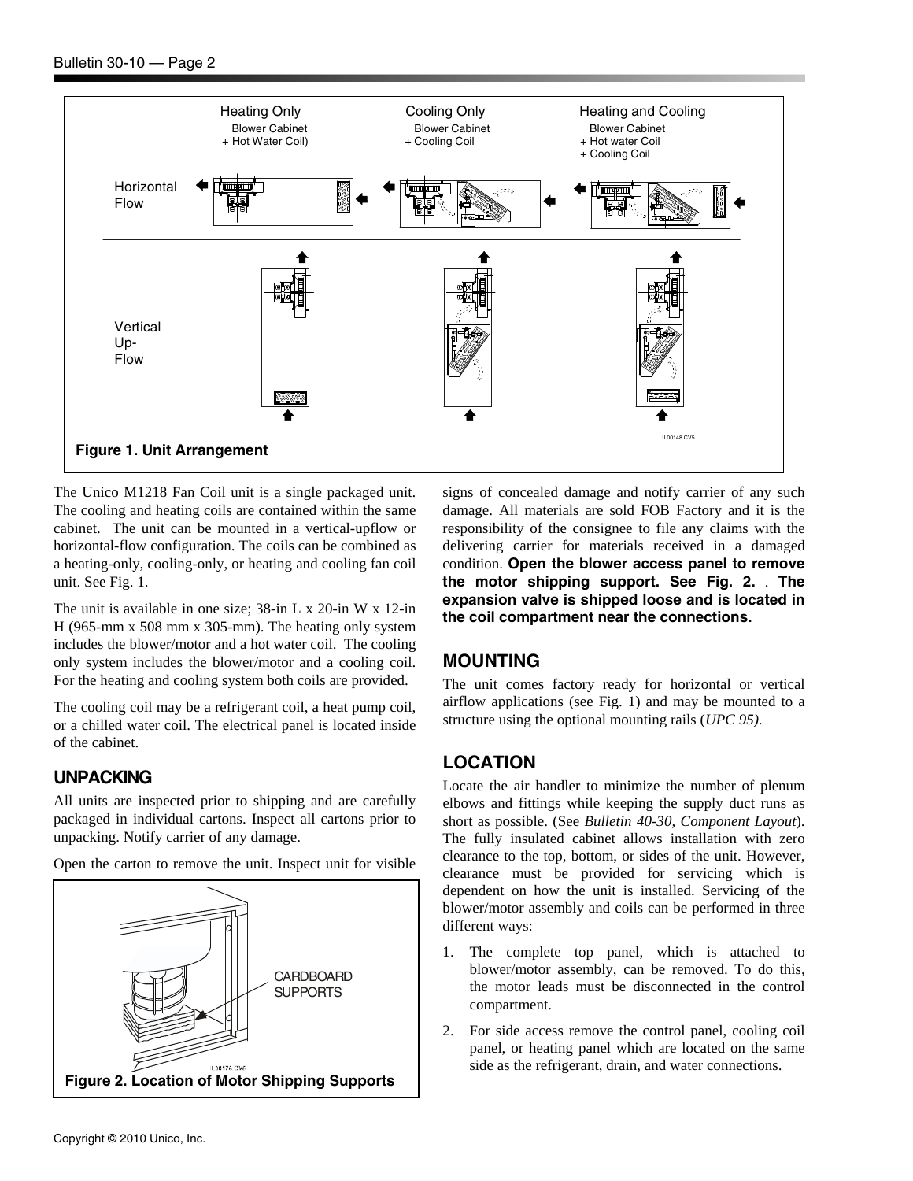Heating Only
Blower Cabinet
+ Hot Water Coil)

Cooling Only
Blower Cabinet
+ Cooling Coil

Heating and Cooling
Blower Cabinet
+ Hot water Coil
+ Cooling Coil

Horizontal Flow

Vertical Up-Flow

IL00148.CV5

**Figure 1. Unit Arrangement**

The Unico M1218 Fan Coil unit is a single packaged unit. The cooling and heating coils are contained within the same cabinet. The unit can be mounted in a vertical-upflow or horizontal-flow configuration. The coils can be combined as a heating-only, cooling-only, or heating and cooling fan coil unit. See Fig. 1.

The unit is available in one size; 38-in L x 20-in W x 12-in H (965-mm x 508 mm x 305-mm). The heating only system includes the blower/motor and a hot water coil. The cooling only system includes the blower/motor and a cooling coil. For the heating and cooling system both coils are provided.

The cooling coil may be a refrigerant coil, a heat pump coil, or a chilled water coil. The electrical panel is located inside of the cabinet.

## UNPACKING

All units are inspected prior to shipping and are carefully packaged in individual cartons. Inspect all cartons prior to unpacking. Notify carrier of any damage.

Open the carton to remove the unit. Inspect unit for visible signs of concealed damage and notify carrier of any such damage. All materials are sold FOB Factory and it is the responsibility of the consignee to file any claims with the delivering carrier for materials received in a damaged condition. **Open the blower access panel to remove the motor shipping support. See Fig. 2.** . **The expansion valve is shipped loose and is located in the coil compartment near the connections.**

CARDBOARD SUPPORTS

IL00176.CV5

**Figure 2. Location of Motor Shipping Supports**

## MOUNTING

The unit comes factory ready for horizontal or vertical airflow applications (see Fig. 1) and may be mounted to a structure using the optional mounting rails (*UPC 95).*

## LOCATION

Locate the air handler to minimize the number of plenum elbows and fittings while keeping the supply duct runs as short as possible. (See *Bulletin 40-30, Component Layout*). The fully insulated cabinet allows installation with zero clearance to the top, bottom, or sides of the unit. However, clearance must be provided for servicing which is dependent on how the unit is installed. Servicing of the blower/motor assembly and coils can be performed in three different ways:

1. The complete top panel, which is attached to blower/motor assembly, can be removed. To do this, the motor leads must be disconnected in the control compartment.
2. For side access remove the control panel, cooling coil panel, or heating panel which are located on the same side as the refrigerant, drain, and water connections.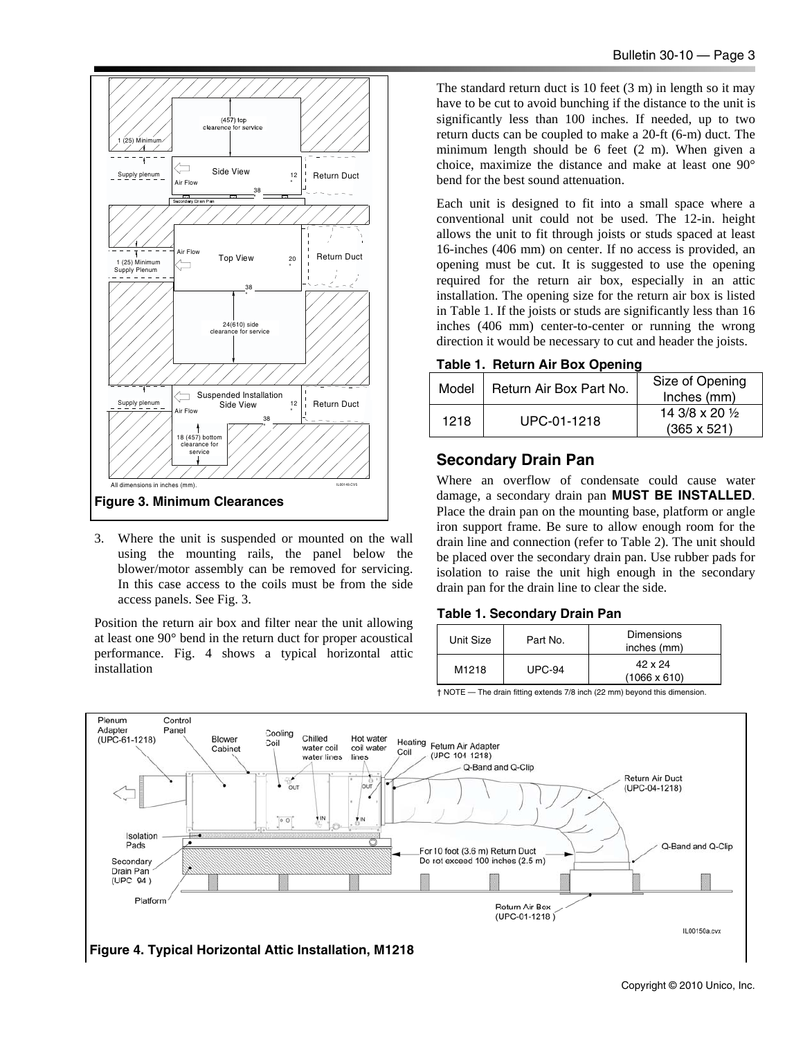(457) top clearence for service

1 (25) Minimum

Supply plenum

Air Flow

Side View

12"

Return Duct

38"

Secondary Drain Pan

Air Flow

1 (25) Minimum Supply Plenum

Top View

20"

Return Duct

38"

24(610) side clearance for service

Supply plenum

Air Flow

Suspended Installation Side View

12"

Return Duct

38"

18 (457) bottom clearance for service

All dimensions in inches (mm).

IL00149.CVS

**Figure 3. Minimum Clearances**

3. Where the unit is suspended or mounted on the wall using the mounting rails, the panel below the blower/motor assembly can be removed for servicing. In this case access to the coils must be from the side access panels. See Fig. 3.

Position the return air box and filter near the unit allowing at least one 90° bend in the return duct for proper acoustical performance. Fig. 4 shows a typical horizontal attic installation

The standard return duct is 10 feet (3 m) in length so it may have to be cut to avoid bunching if the distance to the unit is significantly less than 100 inches. If needed, up to two return ducts can be coupled to make a 20-ft (6-m) duct. The minimum length should be 6 feet (2 m). When given a choice, maximize the distance and make at least one 90° bend for the best sound attenuation.

Each unit is designed to fit into a small space where a conventional unit could not be used. The 12-in. height allows the unit to fit through joists or studs spaced at least 16-inches (406 mm) on center. If no access is provided, an opening must be cut. It is suggested to use the opening required for the return air box, especially in an attic installation. The opening size for the return air box is listed in Table 1. If the joists or studs are significantly less than 16 inches (406 mm) center-to-center or running the wrong direction it would be necessary to cut and header the joists.

**Table 1. Return Air Box Opening**

| Model | Return Air Box Part No. | Size of Opening Inches (mm) |
|---|---|---|
| 1218 | UPC-01-1218 | 14 3/8 x 20 ½ (365 x 521) |

## Secondary Drain Pan

Where an overflow of condensate could cause water damage, a secondary drain pan **MUST BE INSTALLED**. Place the drain pan on the mounting base, platform or angle iron support frame. Be sure to allow enough room for the drain line and connection (refer to Table 2). The unit should be placed over the secondary drain pan. Use rubber pads for isolation to raise the unit high enough in the secondary drain pan for the drain line to clear the side.

**Table 1. Secondary Drain Pan**

| Unit Size | Part No. | Dimensions inches (mm) |
|---|---|---|
| M1218 | UPC-94 | 42 x 24 (1066 x 610) |

† NOTE — The drain fitting extends 7/8 inch (22 mm) beyond this dimension.

Plenum Adapter (UPC-61-1218)

Control Panel

Blower Cabinet

Cooling Coil

Chilled water coil water lines

Hot water coil water lines

Heating Coil

Return Air Adapter (UPC 104 1218)

Q-Band and Q-Clip

Return Air Duct (UPC-04-1218)

Q-Band and Q-Clip

OUT

OUT

IN

IN

Isolation Pads

Secondary Drain Pan (UPC 94)

Platform

For 10 foot (3.6 m) Return Duct Do not exceed 100 inches (2.5 m)

Return Air Box (UPC-01-1218)

IL00150a.cvx

**Figure 4. Typical Horizontal Attic Installation, M1218**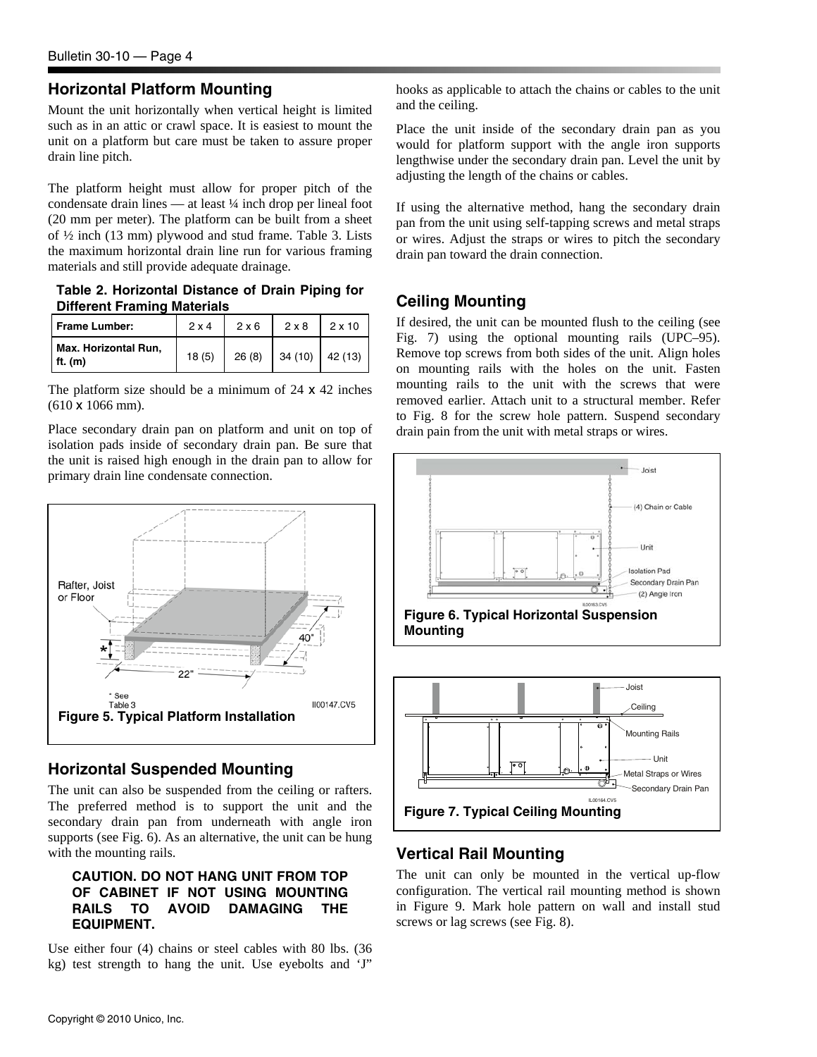## Horizontal Platform Mounting

Mount the unit horizontally when vertical height is limited such as in an attic or crawl space. It is easiest to mount the unit on a platform but care must be taken to assure proper drain line pitch.

The platform height must allow for proper pitch of the condensate drain lines — at least ¼ inch drop per lineal foot (20 mm per meter). The platform can be built from a sheet of ½ inch (13 mm) plywood and stud frame. Table 3. Lists the maximum horizontal drain line run for various framing materials and still provide adequate drainage.

**Table 2. Horizontal Distance of Drain Piping for Different Framing Materials**

| Frame Lumber: | 2 x 4 | 2 x 6 | 2 x 8 | 2 x 10 |
|---|---|---|---|---|
| Max. Horizontal Run, ft. (m) | 18 (5) | 26 (8) | 34 (10) | 42 (13) |

The platform size should be a minimum of 24 x 42 inches (610 x 1066 mm).

Place secondary drain pan on platform and unit on top of isolation pads inside of secondary drain pan. Be sure that the unit is raised high enough in the drain pan to allow for primary drain line condensate connection.

Rafter, Joist or Floor

*

40"

22"

\* See Table 3

Il00147.CV5

**Figure 5. Typical Platform Installation**

## Horizontal Suspended Mounting

The unit can also be suspended from the ceiling or rafters. The preferred method is to support the unit and the secondary drain pan from underneath with angle iron supports (see Fig. 6). As an alternative, the unit can be hung with the mounting rails.

**CAUTION. DO NOT HANG UNIT FROM TOP OF CABINET IF NOT USING MOUNTING RAILS TO AVOID DAMAGING THE EQUIPMENT.**

Use either four (4) chains or steel cables with 80 lbs. (36 kg) test strength to hang the unit. Use eyebolts and 'J" hooks as applicable to attach the chains or cables to the unit and the ceiling.

Place the unit inside of the secondary drain pan as you would for platform support with the angle iron supports lengthwise under the secondary drain pan. Level the unit by adjusting the length of the chains or cables.

If using the alternative method, hang the secondary drain pan from the unit using self-tapping screws and metal straps or wires. Adjust the straps or wires to pitch the secondary drain pan toward the drain connection.

## Ceiling Mounting

If desired, the unit can be mounted flush to the ceiling (see Fig. 7) using the optional mounting rails (UPC–95). Remove top screws from both sides of the unit. Align holes on mounting rails with the holes on the unit. Fasten mounting rails to the unit with the screws that were removed earlier. Attach unit to a structural member. Refer to Fig. 8 for the screw hole pattern. Suspend secondary drain pain from the unit with metal straps or wires.

Joist

(4) Chain or Cable

Unit

Isolation Pad

Secondary Drain Pan

(2) Angle Iron

Il00163.CV5

**Figure 6. Typical Horizontal Suspension Mounting**

Joist

Ceiling

Mounting Rails

Unit

Metal Straps or Wires

Secondary Drain Pan

Il00164.CV5

**Figure 7. Typical Ceiling Mounting**

## Vertical Rail Mounting

The unit can only be mounted in the vertical up-flow configuration. The vertical rail mounting method is shown in Figure 9. Mark hole pattern on wall and install stud screws or lag screws (see Fig. 8).

Copyright © 2010 Unico, Inc.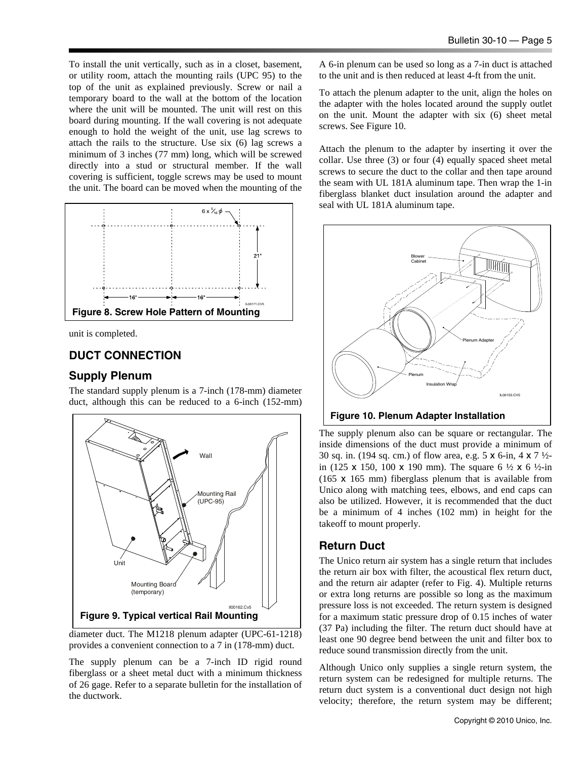To install the unit vertically, such as in a closet, basement, or utility room, attach the mounting rails (UPC 95) to the top of the unit as explained previously. Screw or nail a temporary board to the wall at the bottom of the location where the unit will be mounted. The unit will rest on this board during mounting. If the wall covering is not adequate enough to hold the weight of the unit, use lag screws to attach the rails to the structure. Use six (6) lag screws a minimum of 3 inches (77 mm) long, which will be screwed directly into a stud or structural member. If the wall covering is sufficient, toggle screws may be used to mount the unit. The board can be moved when the mounting of the unit is completed.

6 x 5⁄16 ϕ

21"

16"

16"

IL00171.CV5

**Figure 8. Screw Hole Pattern of Mounting**

## DUCT CONNECTION

### Supply Plenum

The standard supply plenum is a 7-inch (178-mm) diameter duct, although this can be reduced to a 6-inch (152-mm) diameter duct. The M1218 plenum adapter (UPC-61-1218) provides a convenient connection to a 7 in (178-mm) duct.

Wall

Mounting Rail (UPC-95)

Unit

Mounting Board (temporary)

Il00162.Cv5

**Figure 9. Typical vertical Rail Mounting**

The supply plenum can be a 7-inch ID rigid round fiberglass or a sheet metal duct with a minimum thickness of 26 gage. Refer to a separate bulletin for the installation of the ductwork.

A 6-in plenum can be used so long as a 7-in duct is attached to the unit and is then reduced at least 4-ft from the unit.

To attach the plenum adapter to the unit, align the holes on the adapter with the holes located around the supply outlet on the unit. Mount the adapter with six (6) sheet metal screws. See Figure 10.

Attach the plenum to the adapter by inserting it over the collar. Use three (3) or four (4) equally spaced sheet metal screws to secure the duct to the collar and then tape around the seam with UL 181A aluminum tape. Then wrap the 1-in fiberglass blanket duct insulation around the adapter and seal with UL 181A aluminum tape.

Blower Cabinet

Plenum Adapter

Plenum

Insulation Wrap

IL00155.CV5

**Figure 10. Plenum Adapter Installation**

The supply plenum also can be square or rectangular. The inside dimensions of the duct must provide a minimum of 30 sq. in. (194 sq. cm.) of flow area, e.g. 5 x 6-in, 4 x 7 ½-in (125 x 150, 100 x 190 mm). The square 6 ½ x 6 ½-in (165 x 165 mm) fiberglass plenum that is available from Unico along with matching tees, elbows, and end caps can also be utilized. However, it is recommended that the duct be a minimum of 4 inches (102 mm) in height for the takeoff to mount properly.

### Return Duct

The Unico return air system has a single return that includes the return air box with filter, the acoustical flex return duct, and the return air adapter (refer to Fig. 4). Multiple returns or extra long returns are possible so long as the maximum pressure loss is not exceeded. The return system is designed for a maximum static pressure drop of 0.15 inches of water (37 Pa) including the filter. The return duct should have at least one 90 degree bend between the unit and filter box to reduce sound transmission directly from the unit.

Although Unico only supplies a single return system, the return system can be redesigned for multiple returns. The return duct system is a conventional duct design not high velocity; therefore, the return system may be different;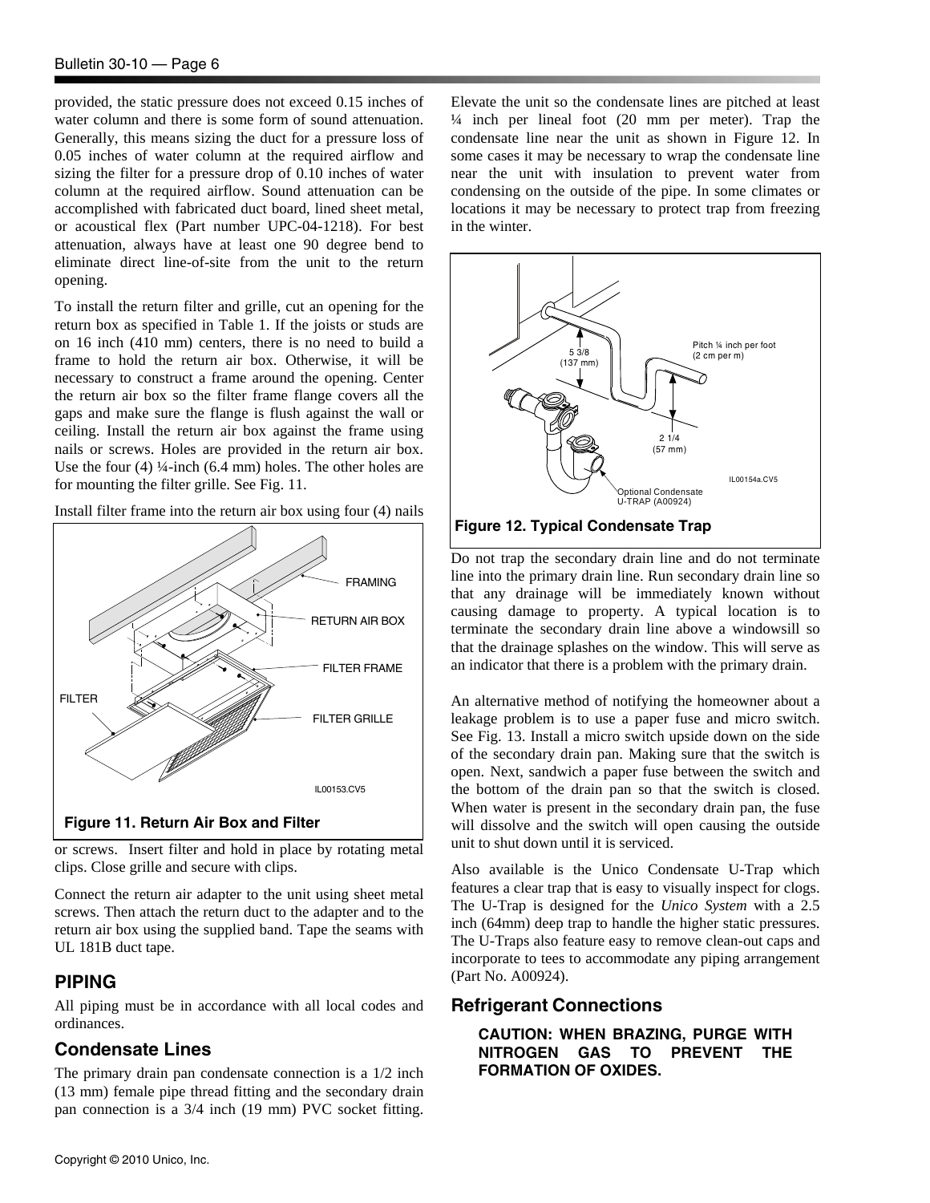provided, the static pressure does not exceed 0.15 inches of water column and there is some form of sound attenuation. Generally, this means sizing the duct for a pressure loss of 0.05 inches of water column at the required airflow and sizing the filter for a pressure drop of 0.10 inches of water column at the required airflow. Sound attenuation can be accomplished with fabricated duct board, lined sheet metal, or acoustical flex (Part number UPC-04-1218). For best attenuation, always have at least one 90 degree bend to eliminate direct line-of-site from the unit to the return opening.

To install the return filter and grille, cut an opening for the return box as specified in Table 1. If the joists or studs are on 16 inch (410 mm) centers, there is no need to build a frame to hold the return air box. Otherwise, it will be necessary to construct a frame around the opening. Center the return air box so the filter frame flange covers all the gaps and make sure the flange is flush against the wall or ceiling. Install the return air box against the frame using nails or screws. Holes are provided in the return air box. Use the four (4) ¼-inch (6.4 mm) holes. The other holes are for mounting the filter grille. See Fig. 11.

Install filter frame into the return air box using four (4) nails or screws. Insert filter and hold in place by rotating metal clips. Close grille and secure with clips.

FRAMING

RETURN AIR BOX

FILTER FRAME

FILTER

FILTER GRILLE

IL00153.CV5

**Figure 11. Return Air Box and Filter**

Connect the return air adapter to the unit using sheet metal screws. Then attach the return duct to the adapter and to the return air box using the supplied band. Tape the seams with UL 181B duct tape.

## PIPING

All piping must be in accordance with all local codes and ordinances.

### Condensate Lines

The primary drain pan condensate connection is a 1/2 inch (13 mm) female pipe thread fitting and the secondary drain pan connection is a 3/4 inch (19 mm) PVC socket fitting. Elevate the unit so the condensate lines are pitched at least ¼ inch per lineal foot (20 mm per meter). Trap the condensate line near the unit as shown in Figure 12. In some cases it may be necessary to wrap the condensate line near the unit with insulation to prevent water from condensing on the outside of the pipe. In some climates or locations it may be necessary to protect trap from freezing in the winter.

5 3/8
(137 mm)

Pitch ¼ inch per foot
(2 cm per m)

2 1/4
(57 mm)

IL00154a.CV5

Optional Condensate
U-TRAP (A00924)

**Figure 12. Typical Condensate Trap**

Do not trap the secondary drain line and do not terminate line into the primary drain line. Run secondary drain line so that any drainage will be immediately known without causing damage to property. A typical location is to terminate the secondary drain line above a windowsill so that the drainage splashes on the window. This will serve as an indicator that there is a problem with the primary drain.

An alternative method of notifying the homeowner about a leakage problem is to use a paper fuse and micro switch. See Fig. 13. Install a micro switch upside down on the side of the secondary drain pan. Making sure that the switch is open. Next, sandwich a paper fuse between the switch and the bottom of the drain pan so that the switch is closed. When water is present in the secondary drain pan, the fuse will dissolve and the switch will open causing the outside unit to shut down until it is serviced.

Also available is the Unico Condensate U-Trap which features a clear trap that is easy to visually inspect for clogs. The U-Trap is designed for the *Unico System* with a 2.5 inch (64mm) deep trap to handle the higher static pressures. The U-Traps also feature easy to remove clean-out caps and incorporate to tees to accommodate any piping arrangement (Part No. A00924).

### Refrigerant Connections

**CAUTION: WHEN BRAZING, PURGE WITH NITROGEN GAS TO PREVENT THE FORMATION OF OXIDES.**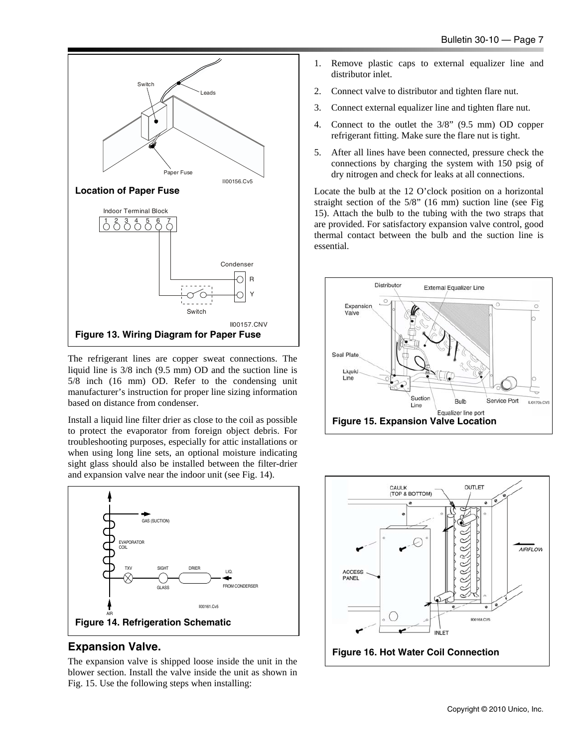Location of Paper Fuse

Figure 13. Wiring Diagram for Paper Fuse

The refrigerant lines are copper sweat connections. The liquid line is 3/8 inch (9.5 mm) OD and the suction line is 5/8 inch (16 mm) OD. Refer to the condensing unit manufacturer's instruction for proper line sizing information based on distance from condenser.

Install a liquid line filter drier as close to the coil as possible to protect the evaporator from foreign object debris. For troubleshooting purposes, especially for attic installations or when using long line sets, an optional moisture indicating sight glass should also be installed between the filter-drier and expansion valve near the indoor unit (see Fig. 14).

Figure 14. Refrigeration Schematic

## Expansion Valve.

The expansion valve is shipped loose inside the unit in the blower section. Install the valve inside the unit as shown in Fig. 15. Use the following steps when installing:

1. Remove plastic caps to external equalizer line and distributor inlet.
2. Connect valve to distributor and tighten flare nut.
3. Connect external equalizer line and tighten flare nut.
4. Connect to the outlet the 3/8" (9.5 mm) OD copper refrigerant fitting. Make sure the flare nut is tight.
5. After all lines have been connected, pressure check the connections by charging the system with 150 psig of dry nitrogen and check for leaks at all connections.

Locate the bulb at the 12 O'clock position on a horizontal straight section of the 5/8" (16 mm) suction line (see Fig 15). Attach the bulb to the tubing with the two straps that are provided. For satisfactory expansion valve control, good thermal contact between the bulb and the suction line is essential.

Figure 15. Expansion Valve Location

Figure 16. Hot Water Coil Connection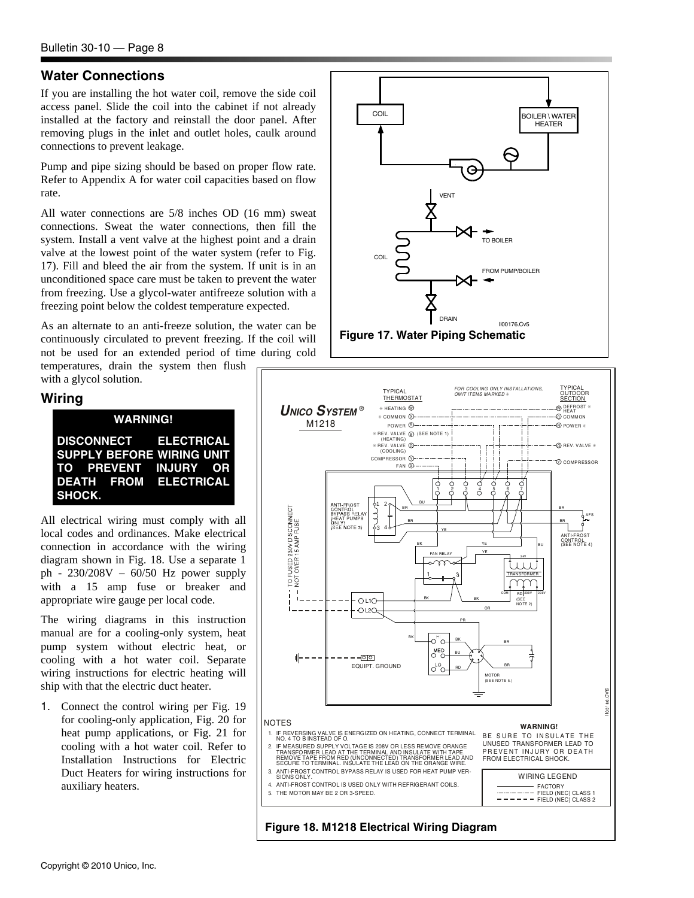## Water Connections

If you are installing the hot water coil, remove the side coil access panel. Slide the coil into the cabinet if not already installed at the factory and reinstall the door panel. After removing plugs in the inlet and outlet holes, caulk around connections to prevent leakage.

Pump and pipe sizing should be based on proper flow rate. Refer to Appendix A for water coil capacities based on flow rate.

All water connections are 5/8 inches OD (16 mm) sweat connections. Sweat the water connections, then fill the system. Install a vent valve at the highest point and a drain valve at the lowest point of the water system (refer to Fig. 17). Fill and bleed the air from the system. If unit is in an unconditioned space care must be taken to prevent the water from freezing. Use a glycol-water antifreeze solution with a freezing point below the coldest temperature expected.

As an alternate to an anti-freeze solution, the water can be continuously circulated to prevent freezing. If the coil will not be used for an extended period of time during cold temperatures, drain the system then flush with a glycol solution.

COIL

BOILER \ WATER HEATER

VENT

TO BOILER

COIL

FROM PUMP/BOILER

DRAIN

II00176.Cv5

**Figure 17. Water Piping Schematic**

## Wiring

**WARNING!**

**DISCONNECT ELECTRICAL SUPPLY BEFORE WIRING UNIT TO PREVENT INJURY OR DEATH FROM ELECTRICAL SHOCK.**

All electrical wiring must comply with all local codes and ordinances. Make electrical connection in accordance with the wiring diagram shown in Fig. 18. Use a separate 1 ph - 230/208V – 60/50 Hz power supply with a 15 amp fuse or breaker and appropriate wire gauge per local code.

The wiring diagrams in this instruction manual are for a cooling-only system, heat pump system without electric heat, or cooling with a hot water coil. Separate wiring instructions for electric heating will ship with that the electric duct heater.

1. Connect the control wiring per Fig. 19 for cooling-only application, Fig. 20 for heat pump applications, or Fig. 21 for cooling with a hot water coil. Refer to Installation Instructions for Electric Duct Heaters for wiring instructions for auxiliary heaters.

UNICO SYSTEM®
M1218

TYPICAL THERMOSTAT

FOR COOLING ONLY INSTALLATIONS, OMIT ITEMS MARKED ✳

TYPICAL OUTDOOR SECTION

✳ HEATING W
✳ COMMON X
POWER R
✳ REV. VALVE (HEATING) B (SEE NOTE 1)
✳ REV. VALVE (COOLING) O
COMPRESSOR Y
FAN G

W DEFROST ✳ HEAT
X COMMON
R POWER ✳
O REV. VALVE ✳
Y COMPRESSOR

1 2 3 4 5 6 7

ANTI-FROST CONTROL BYPASS RELAY (HEAT PUMPS ONLY) (SEE NOTE 3)

AFS

ANTI-FROST CONTROL (SEE NOTE 4)

FAN RELAY

24V

TRANSFORMER

COM RD 208V 230V (SEE NOTE 2)

TO FUSED 230V DISCONNECT NOT OVER 15 AMP FUSE

L1
L2

EQUIPT. GROUND

HI MED LO

MOTOR (SEE NOTE 5.)

BU BR YE BK PR OR RD

II00166.CV8

NOTES

1. IF REVERSING VALVE IS ENERGIZED ON HEATING, CONNECT TERMINAL NO. 4 TO B INSTEAD OF O.
2. IF MEASURED SUPPLY VOLTAGE IS 208V OR LESS REMOVE ORANGE TRANSFORMER LEAD AT THE TERMINAL AND INSULATE WITH TAPE. REMOVE TAPE FROM RED (UNCONNECTED) TRANSFORMER LEAD AND SECURE TO TERMINAL. INSULATE THE LEAD ON THE ORANGE WIRE.
3. ANTI-FROST CONTROL BYPASS RELAY IS USED FOR HEAT PUMP VERSIONS ONLY.
4. ANTI-FROST CONTROL IS USED ONLY WITH REFRIGERANT COILS.
5. THE MOTOR MAY BE 2 OR 3-SPEED.

**WARNING!**
BE SURE TO INSULATE THE UNUSED TRANSFORMER LEAD TO PREVENT INJURY OR DEATH FROM ELECTRICAL SHOCK.

WIRING LEGEND
FACTORY
FIELD (NEC) CLASS 1
FIELD (NEC) CLASS 2

**Figure 18. M1218 Electrical Wiring Diagram**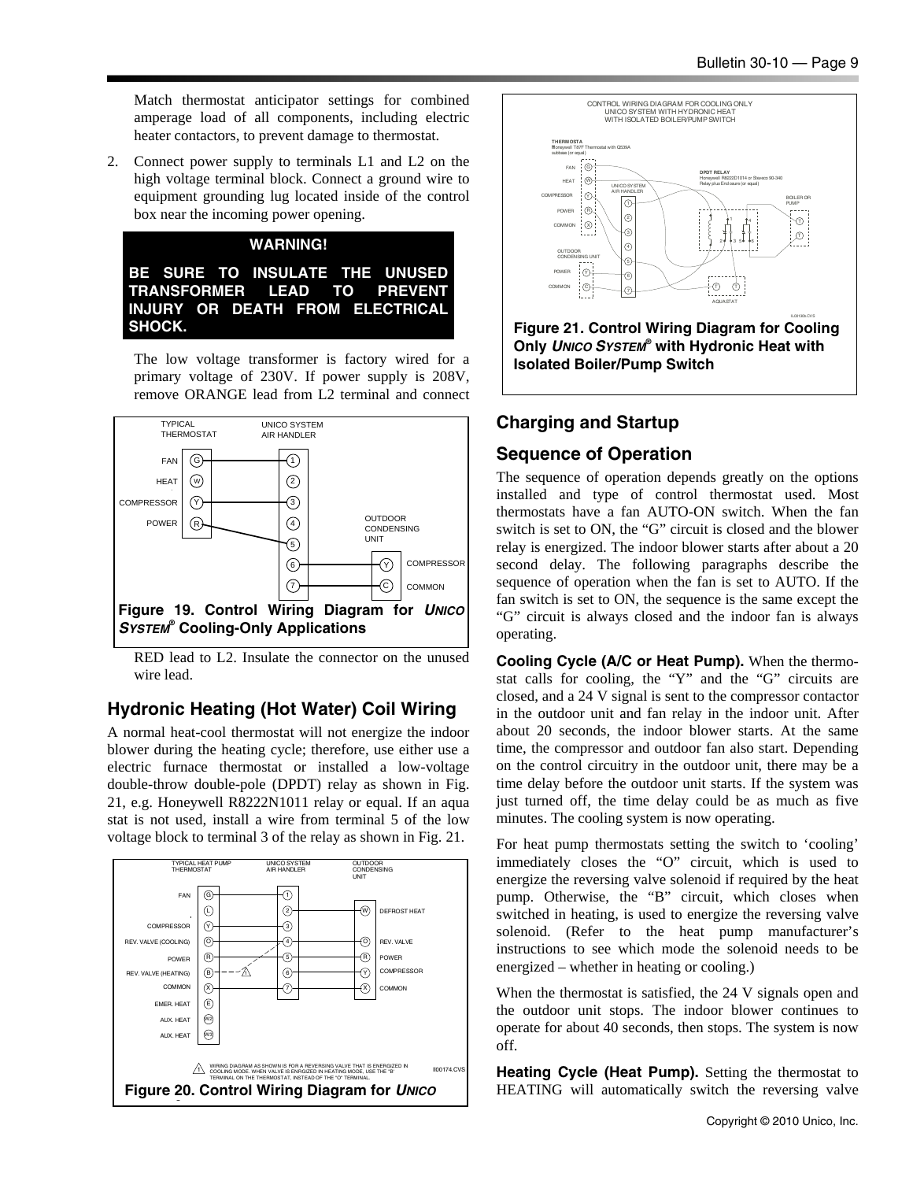Match thermostat anticipator settings for combined amperage load of all components, including electric heater contactors, to prevent damage to thermostat.

2. Connect power supply to terminals L1 and L2 on the high voltage terminal block. Connect a ground wire to equipment grounding lug located inside of the control box near the incoming power opening.

**WARNING!**

**BE SURE TO INSULATE THE UNUSED TRANSFORMER LEAD TO PREVENT INJURY OR DEATH FROM ELECTRICAL SHOCK.**

The low voltage transformer is factory wired for a primary voltage of 230V. If power supply is 208V, remove ORANGE lead from L2 terminal and connect RED lead to L2. Insulate the connector on the unused wire lead.

TYPICAL THERMOSTAT
UNICO SYSTEM AIR HANDLER
FAN G
HEAT W
COMPRESSOR Y
POWER R
1 2 3 4 5 6 7
OUTDOOR CONDENSING UNIT
Y COMPRESSOR
C COMMON

**Figure 19. Control Wiring Diagram for *UNICO SYSTEM®* Cooling-Only Applications**

## Hydronic Heating (Hot Water) Coil Wiring

A normal heat-cool thermostat will not energize the indoor blower during the heating cycle; therefore, use either use a electric furnace thermostat or installed a low-voltage double-throw double-pole (DPDT) relay as shown in Fig. 21, e.g. Honeywell R8222N1011 relay or equal. If an aqua stat is not used, install a wire from terminal 5 of the low voltage block to terminal 3 of the relay as shown in Fig. 21.

TYPICAL HEAT PUMP THERMOSTAT
UNICO SYSTEM AIR HANDLER
OUTDOOR CONDENSING UNIT
FAN G
L
COMPRESSOR Y
REV. VALVE (COOLING) O
POWER R
REV. VALVE (HEATING) B
COMMON X
EMER. HEAT E
AUX. HEAT W2
AUX. HEAT W3
1 2 3 4 5 6 7
W DEFROST HEAT
O REV. VALVE
R POWER
Y COMPRESSOR
X COMMON
WIRING DIAGRAM AS SHOWN IS FOR A REVERSING VALVE THAT IS ENERGIZED IN COOLING MODE. WHEN VALVE IS ENRGIZED IN HEATING MODE, USE THE "B" TERMINAL ON THE THERMOSTAT, INSTEAD OF THE "O" TERMINAL.
ll00174.CVS

**Figure 20. Control Wiring Diagram for *UNICO***

CONTROL WIRING DIAGRAM FOR COOLING ONLY UNICO SYSTEM WITH HYDRONIC HEAT WITH ISOLATED BOILER/PUMP SWITCH
THERMOSTA
Honeywell T87F Thermostat with Q539A subbase (or equal)
FAN G
HEAT W
COMPRESSOR Y
POWER R
COMMON X
UNICO SYSTEM AIR HANDLER
1 2 3 4 5 6 7
OUTDOOR CONDENSING UNIT
POWER Y
COMMON C
DPDT RELAY
Honeywell R8222D1014 or Shaveco 90-340 Relay plus Enclosure (or equal)
BOILER OR PUMP
AQUASTAT
IL00130b.CVS

**Figure 21. Control Wiring Diagram for Cooling Only *UNICO SYSTEM®* with Hydronic Heat with Isolated Boiler/Pump Switch**

## Charging and Startup

## Sequence of Operation

The sequence of operation depends greatly on the options installed and type of control thermostat used. Most thermostats have a fan AUTO-ON switch. When the fan switch is set to ON, the "G" circuit is closed and the blower relay is energized. The indoor blower starts after about a 20 second delay. The following paragraphs describe the sequence of operation when the fan is set to AUTO. If the fan switch is set to ON, the sequence is the same except the "G" circuit is always closed and the indoor fan is always operating.

**Cooling Cycle (A/C or Heat Pump).** When the thermostat calls for cooling, the "Y" and the "G" circuits are closed, and a 24 V signal is sent to the compressor contactor in the outdoor unit and fan relay in the indoor unit. After about 20 seconds, the indoor blower starts. At the same time, the compressor and outdoor fan also start. Depending on the control circuitry in the outdoor unit, there may be a time delay before the outdoor unit starts. If the system was just turned off, the time delay could be as much as five minutes. The cooling system is now operating.

For heat pump thermostats setting the switch to 'cooling' immediately closes the "O" circuit, which is used to energize the reversing valve solenoid if required by the heat pump. Otherwise, the "B" circuit, which closes when switched in heating, is used to energize the reversing valve solenoid. (Refer to the heat pump manufacturer's instructions to see which mode the solenoid needs to be energized – whether in heating or cooling.)

When the thermostat is satisfied, the 24 V signals open and the outdoor unit stops. The indoor blower continues to operate for about 40 seconds, then stops. The system is now off.

**Heating Cycle (Heat Pump).** Setting the thermostat to HEATING will automatically switch the reversing valve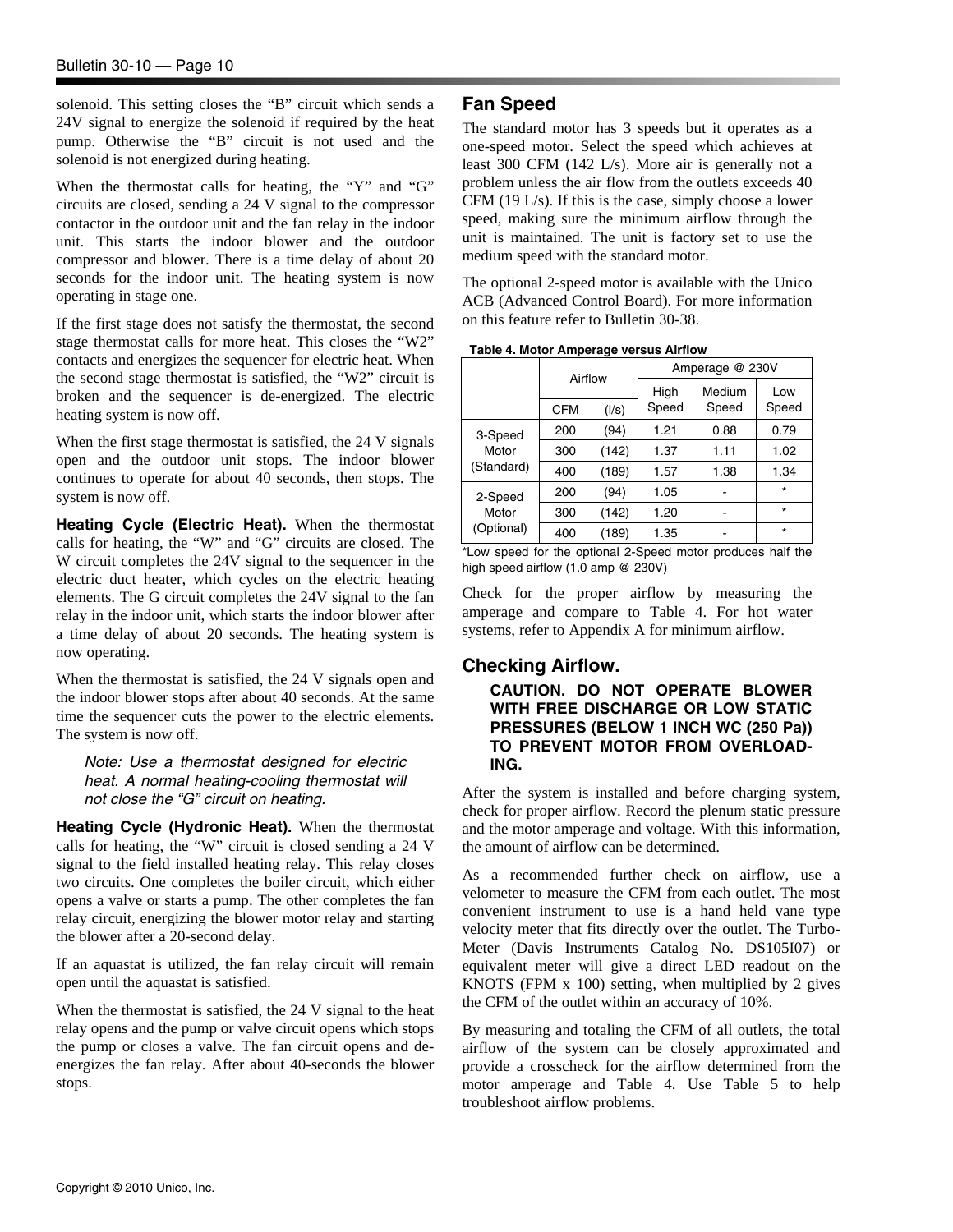solenoid. This setting closes the "B" circuit which sends a 24V signal to energize the solenoid if required by the heat pump. Otherwise the "B" circuit is not used and the solenoid is not energized during heating.

When the thermostat calls for heating, the "Y" and "G" circuits are closed, sending a 24 V signal to the compressor contactor in the outdoor unit and the fan relay in the indoor unit. This starts the indoor blower and the outdoor compressor and blower. There is a time delay of about 20 seconds for the indoor unit. The heating system is now operating in stage one.

If the first stage does not satisfy the thermostat, the second stage thermostat calls for more heat. This closes the "W2" contacts and energizes the sequencer for electric heat. When the second stage thermostat is satisfied, the "W2" circuit is broken and the sequencer is de-energized. The electric heating system is now off.

When the first stage thermostat is satisfied, the 24 V signals open and the outdoor unit stops. The indoor blower continues to operate for about 40 seconds, then stops. The system is now off.

**Heating Cycle (Electric Heat).** When the thermostat calls for heating, the "W" and "G" circuits are closed. The W circuit completes the 24V signal to the sequencer in the electric duct heater, which cycles on the electric heating elements. The G circuit completes the 24V signal to the fan relay in the indoor unit, which starts the indoor blower after a time delay of about 20 seconds. The heating system is now operating.

When the thermostat is satisfied, the 24 V signals open and the indoor blower stops after about 40 seconds. At the same time the sequencer cuts the power to the electric elements. The system is now off.

*Note: Use a thermostat designed for electric heat. A normal heating-cooling thermostat will not close the "G" circuit on heating.*

**Heating Cycle (Hydronic Heat).** When the thermostat calls for heating, the "W" circuit is closed sending a 24 V signal to the field installed heating relay. This relay closes two circuits. One completes the boiler circuit, which either opens a valve or starts a pump. The other completes the fan relay circuit, energizing the blower motor relay and starting the blower after a 20-second delay.

If an aquastat is utilized, the fan relay circuit will remain open until the aquastat is satisfied.

When the thermostat is satisfied, the 24 V signal to the heat relay opens and the pump or valve circuit opens which stops the pump or closes a valve. The fan circuit opens and de-energizes the fan relay. After about 40-seconds the blower stops.

## Fan Speed

The standard motor has 3 speeds but it operates as a one-speed motor. Select the speed which achieves at least 300 CFM (142 L/s). More air is generally not a problem unless the air flow from the outlets exceeds 40 CFM (19 L/s). If this is the case, simply choose a lower speed, making sure the minimum airflow through the unit is maintained. The unit is factory set to use the medium speed with the standard motor.

The optional 2-speed motor is available with the Unico ACB (Advanced Control Board). For more information on this feature refer to Bulletin 30-38.

**Table 4. Motor Amperage versus Airflow**

| | Airflow | | Amperage @ 230V | | |
|---|---|---|---|---|---|
| | CFM | (l/s) | High Speed | Medium Speed | Low Speed |
| 3-Speed Motor (Standard) | 200 | (94) | 1.21 | 0.88 | 0.79 |
| | 300 | (142) | 1.37 | 1.11 | 1.02 |
| | 400 | (189) | 1.57 | 1.38 | 1.34 |
| 2-Speed Motor (Optional) | 200 | (94) | 1.05 | - | * |
| | 300 | (142) | 1.20 | - | * |
| | 400 | (189) | 1.35 | - | * |

*Low speed for the optional 2-Speed motor produces half the high speed airflow (1.0 amp @ 230V)

Check for the proper airflow by measuring the amperage and compare to Table 4. For hot water systems, refer to Appendix A for minimum airflow.

## Checking Airflow.

**CAUTION. DO NOT OPERATE BLOWER WITH FREE DISCHARGE OR LOW STATIC PRESSURES (BELOW 1 INCH WC (250 Pa)) TO PREVENT MOTOR FROM OVERLOADING.**

After the system is installed and before charging system, check for proper airflow. Record the plenum static pressure and the motor amperage and voltage. With this information, the amount of airflow can be determined.

As a recommended further check on airflow, use a velometer to measure the CFM from each outlet. The most convenient instrument to use is a hand held vane type velocity meter that fits directly over the outlet. The Turbo-Meter (Davis Instruments Catalog No. DS105I07) or equivalent meter will give a direct LED readout on the KNOTS (FPM x 100) setting, when multiplied by 2 gives the CFM of the outlet within an accuracy of 10%.

By measuring and totaling the CFM of all outlets, the total airflow of the system can be closely approximated and provide a crosscheck for the airflow determined from the motor amperage and Table 4. Use Table 5 to help troubleshoot airflow problems.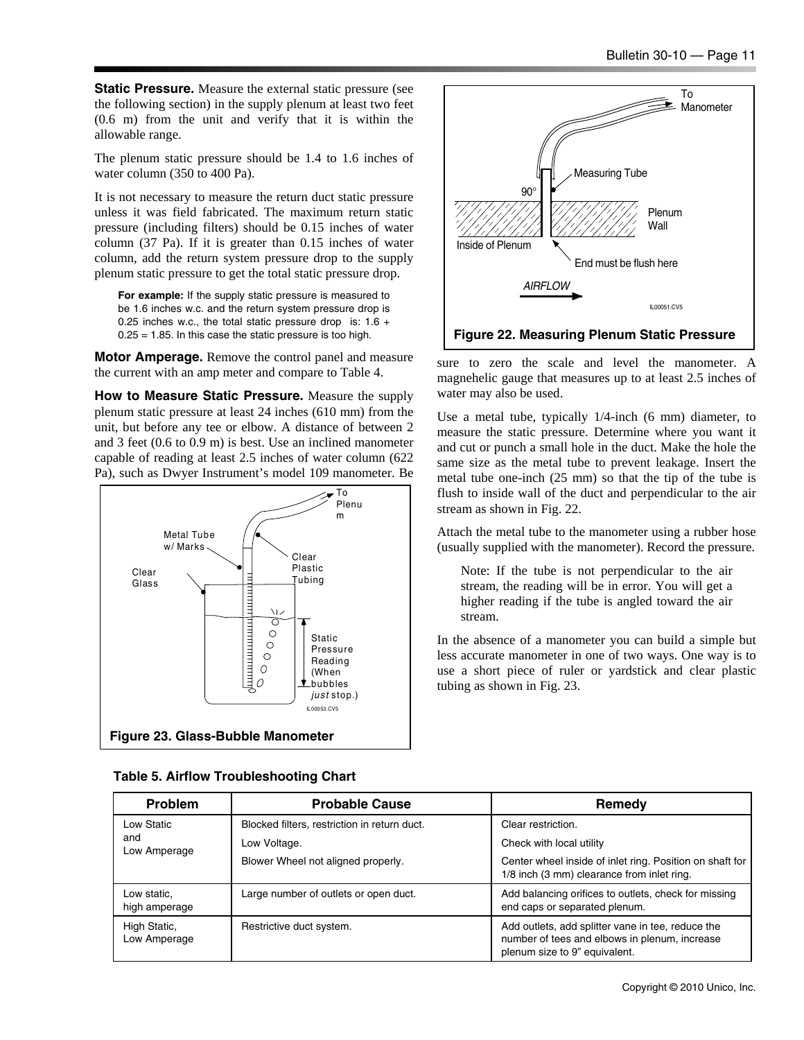**Static Pressure.** Measure the external static pressure (see the following section) in the supply plenum at least two feet (0.6 m) from the unit and verify that it is within the allowable range.

The plenum static pressure should be 1.4 to 1.6 inches of water column (350 to 400 Pa).

It is not necessary to measure the return duct static pressure unless it was field fabricated. The maximum return static pressure (including filters) should be 0.15 inches of water column (37 Pa). If it is greater than 0.15 inches of water column, add the return system pressure drop to the supply plenum static pressure to get the total static pressure drop.

> **For example:** If the supply static pressure is measured to be 1.6 inches w.c. and the return system pressure drop is 0.25 inches w.c., the total static pressure drop is: 1.6 + 0.25 = 1.85. In this case the static pressure is too high.

**Motor Amperage.** Remove the control panel and measure the current with an amp meter and compare to Table 4.

**How to Measure Static Pressure.** Measure the supply plenum static pressure at least 24 inches (610 mm) from the unit, but before any tee or elbow. A distance of between 2 and 3 feet (0.6 to 0.9 m) is best. Use an inclined manometer capable of reading at least 2.5 inches of water column (622 Pa), such as Dwyer Instrument's model 109 manometer. Be sure to zero the scale and level the manometer. A magnehelic gauge that measures up to at least 2.5 inches of water may also be used.

To Plenum
Metal Tube w/ Marks
Clear Glass
Clear Plastic Tubing
Static Pressure Reading (When bubbles *just* stop.)
IL00053.CV5

**Figure 23. Glass-Bubble Manometer**

To Manometer
Measuring Tube
90°
Plenum Wall
Inside of Plenum
End must be flush here
AIRFLOW
IL00051.CV5

**Figure 22. Measuring Plenum Static Pressure**

Use a metal tube, typically 1/4-inch (6 mm) diameter, to measure the static pressure. Determine where you want it and cut or punch a small hole in the duct. Make the hole the same size as the metal tube to prevent leakage. Insert the metal tube one-inch (25 mm) so that the tip of the tube is flush to inside wall of the duct and perpendicular to the air stream as shown in Fig. 22.

Attach the metal tube to the manometer using a rubber hose (usually supplied with the manometer). Record the pressure.

> Note: If the tube is not perpendicular to the air stream, the reading will be in error. You will get a higher reading if the tube is angled toward the air stream.

In the absence of a manometer you can build a simple but less accurate manometer in one of two ways. One way is to use a short piece of ruler or yardstick and clear plastic tubing as shown in Fig. 23.

**Table 5. Airflow Troubleshooting Chart**

| Problem | Probable Cause | Remedy |
|---|---|---|
| Low Static and Low Amperage | Blocked filters, restriction in return duct. | Clear restriction. |
| | Low Voltage. | Check with local utility |
| | Blower Wheel not aligned properly. | Center wheel inside of inlet ring. Position on shaft for 1/8 inch (3 mm) clearance from inlet ring. |
| Low static, high amperage | Large number of outlets or open duct. | Add balancing orifices to outlets, check for missing end caps or separated plenum. |
| High Static, Low Amperage | Restrictive duct system. | Add outlets, add splitter vane in tee, reduce the number of tees and elbows in plenum, increase plenum size to 9" equivalent. |

Copyright © 2010 Unico, Inc.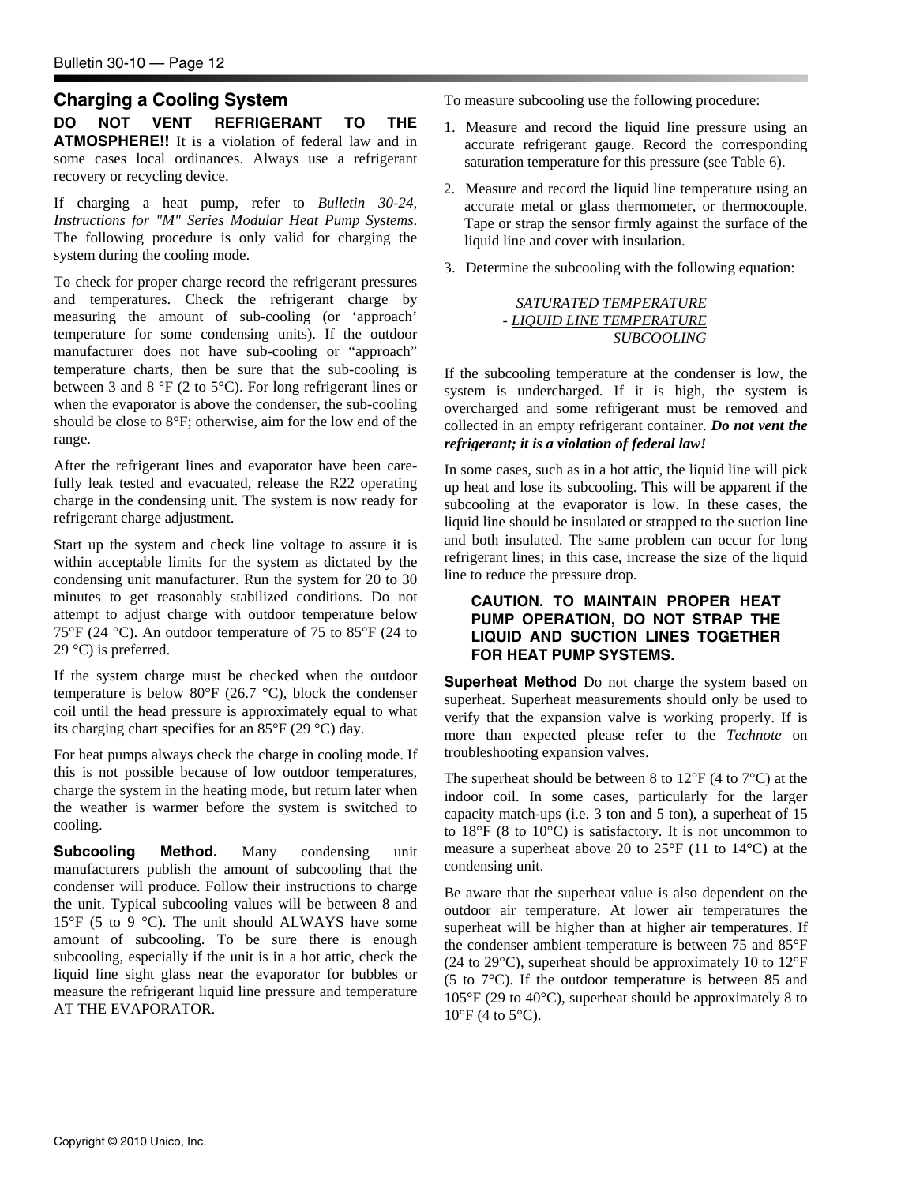## Charging a Cooling System

**DO NOT VENT REFRIGERANT TO THE ATMOSPHERE!!** It is a violation of federal law and in some cases local ordinances. Always use a refrigerant recovery or recycling device.

If charging a heat pump, refer to *Bulletin 30-24, Instructions for "M" Series Modular Heat Pump Systems*. The following procedure is only valid for charging the system during the cooling mode.

To check for proper charge record the refrigerant pressures and temperatures. Check the refrigerant charge by measuring the amount of sub-cooling (or 'approach' temperature for some condensing units). If the outdoor manufacturer does not have sub-cooling or "approach" temperature charts, then be sure that the sub-cooling is between 3 and 8 °F (2 to 5°C). For long refrigerant lines or when the evaporator is above the condenser, the sub-cooling should be close to 8°F; otherwise, aim for the low end of the range.

After the refrigerant lines and evaporator have been carefully leak tested and evacuated, release the R22 operating charge in the condensing unit. The system is now ready for refrigerant charge adjustment.

Start up the system and check line voltage to assure it is within acceptable limits for the system as dictated by the condensing unit manufacturer. Run the system for 20 to 30 minutes to get reasonably stabilized conditions. Do not attempt to adjust charge with outdoor temperature below 75°F (24 °C). An outdoor temperature of 75 to 85°F (24 to 29 °C) is preferred.

If the system charge must be checked when the outdoor temperature is below 80°F (26.7 °C), block the condenser coil until the head pressure is approximately equal to what its charging chart specifies for an 85°F (29 °C) day.

For heat pumps always check the charge in cooling mode. If this is not possible because of low outdoor temperatures, charge the system in the heating mode, but return later when the weather is warmer before the system is switched to cooling.

**Subcooling Method.** Many condensing unit manufacturers publish the amount of subcooling that the condenser will produce. Follow their instructions to charge the unit. Typical subcooling values will be between 8 and 15°F (5 to 9 °C). The unit should ALWAYS have some amount of subcooling. To be sure there is enough subcooling, especially if the unit is in a hot attic, check the liquid line sight glass near the evaporator for bubbles or measure the refrigerant liquid line pressure and temperature AT THE EVAPORATOR.

To measure subcooling use the following procedure:

1. Measure and record the liquid line pressure using an accurate refrigerant gauge. Record the corresponding saturation temperature for this pressure (see Table 6).
2. Measure and record the liquid line temperature using an accurate metal or glass thermometer, or thermocouple. Tape or strap the sensor firmly against the surface of the liquid line and cover with insulation.
3. Determine the subcooling with the following equation:

*SATURATED TEMPERATURE*
*- <u>LIQUID LINE TEMPERATURE</u>*
*SUBCOOLING*

If the subcooling temperature at the condenser is low, the system is undercharged. If it is high, the system is overcharged and some refrigerant must be removed and collected in an empty refrigerant container. ***Do not vent the refrigerant; it is a violation of federal law!***

In some cases, such as in a hot attic, the liquid line will pick up heat and lose its subcooling. This will be apparent if the subcooling at the evaporator is low. In these cases, the liquid line should be insulated or strapped to the suction line and both insulated. The same problem can occur for long refrigerant lines; in this case, increase the size of the liquid line to reduce the pressure drop.

**CAUTION. TO MAINTAIN PROPER HEAT PUMP OPERATION, DO NOT STRAP THE LIQUID AND SUCTION LINES TOGETHER FOR HEAT PUMP SYSTEMS.**

**Superheat Method** Do not charge the system based on superheat. Superheat measurements should only be used to verify that the expansion valve is working properly. If is more than expected please refer to the *Technote* on troubleshooting expansion valves.

The superheat should be between 8 to 12°F (4 to 7°C) at the indoor coil. In some cases, particularly for the larger capacity match-ups (i.e. 3 ton and 5 ton), a superheat of 15 to 18°F (8 to 10°C) is satisfactory. It is not uncommon to measure a superheat above 20 to 25°F (11 to 14°C) at the condensing unit.

Be aware that the superheat value is also dependent on the outdoor air temperature. At lower air temperatures the superheat will be higher than at higher air temperatures. If the condenser ambient temperature is between 75 and 85°F (24 to 29°C), superheat should be approximately 10 to 12°F (5 to 7°C). If the outdoor temperature is between 85 and 105°F (29 to 40°C), superheat should be approximately 8 to 10°F (4 to 5°C).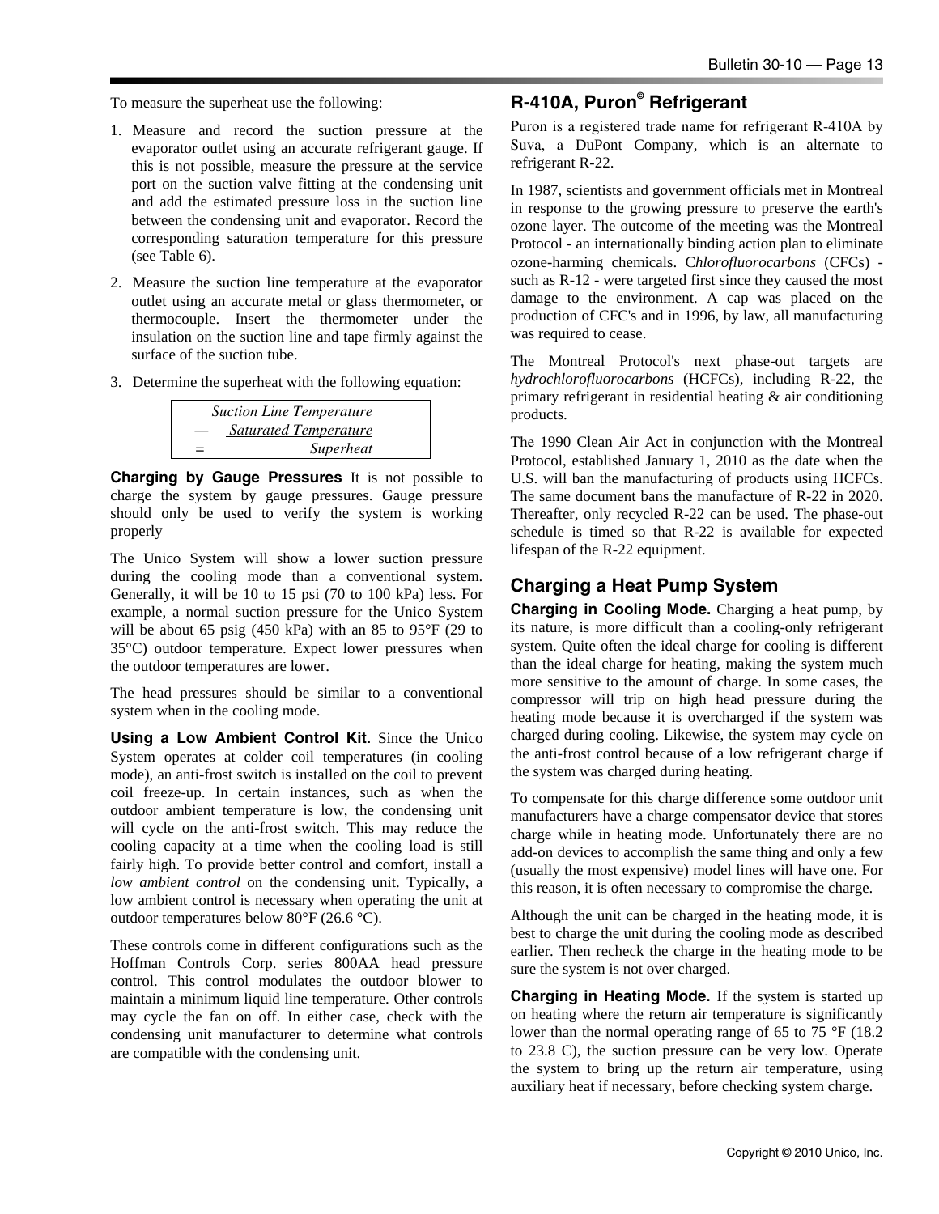To measure the superheat use the following:

1. Measure and record the suction pressure at the evaporator outlet using an accurate refrigerant gauge. If this is not possible, measure the pressure at the service port on the suction valve fitting at the condensing unit and add the estimated pressure loss in the suction line between the condensing unit and evaporator. Record the corresponding saturation temperature for this pressure (see Table 6).
2. Measure the suction line temperature at the evaporator outlet using an accurate metal or glass thermometer, or thermocouple. Insert the thermometer under the insulation on the suction line and tape firmly against the surface of the suction tube.
3. Determine the superheat with the following equation:

| | |
|---|---|
| | *Suction Line Temperature* |
| — | *Saturated Temperature* |
| = | *Superheat* |

**Charging by Gauge Pressures** It is not possible to charge the system by gauge pressures. Gauge pressure should only be used to verify the system is working properly

The Unico System will show a lower suction pressure during the cooling mode than a conventional system. Generally, it will be 10 to 15 psi (70 to 100 kPa) less. For example, a normal suction pressure for the Unico System will be about 65 psig (450 kPa) with an 85 to 95°F (29 to 35°C) outdoor temperature. Expect lower pressures when the outdoor temperatures are lower.

The head pressures should be similar to a conventional system when in the cooling mode.

**Using a Low Ambient Control Kit.** Since the Unico System operates at colder coil temperatures (in cooling mode), an anti-frost switch is installed on the coil to prevent coil freeze-up. In certain instances, such as when the outdoor ambient temperature is low, the condensing unit will cycle on the anti-frost switch. This may reduce the cooling capacity at a time when the cooling load is still fairly high. To provide better control and comfort, install a *low ambient control* on the condensing unit. Typically, a low ambient control is necessary when operating the unit at outdoor temperatures below 80°F (26.6 °C).

These controls come in different configurations such as the Hoffman Controls Corp. series 800AA head pressure control. This control modulates the outdoor blower to maintain a minimum liquid line temperature. Other controls may cycle the fan on off. In either case, check with the condensing unit manufacturer to determine what controls are compatible with the condensing unit.

## R-410A, Puron© Refrigerant

Puron is a registered trade name for refrigerant R-410A by Suva, a DuPont Company, which is an alternate to refrigerant R-22.

In 1987, scientists and government officials met in Montreal in response to the growing pressure to preserve the earth's ozone layer. The outcome of the meeting was the Montreal Protocol - an internationally binding action plan to eliminate ozone-harming chemicals. C*hlorofluorocarbons* (CFCs) - such as R-12 - were targeted first since they caused the most damage to the environment. A cap was placed on the production of CFC's and in 1996, by law, all manufacturing was required to cease.

The Montreal Protocol's next phase-out targets are *hydrochlorofluorocarbons* (HCFCs), including R-22, the primary refrigerant in residential heating & air conditioning products.

The 1990 Clean Air Act in conjunction with the Montreal Protocol, established January 1, 2010 as the date when the U.S. will ban the manufacturing of products using HCFCs. The same document bans the manufacture of R-22 in 2020. Thereafter, only recycled R-22 can be used. The phase-out schedule is timed so that R-22 is available for expected lifespan of the R-22 equipment.

## Charging a Heat Pump System

**Charging in Cooling Mode.** Charging a heat pump, by its nature, is more difficult than a cooling-only refrigerant system. Quite often the ideal charge for cooling is different than the ideal charge for heating, making the system much more sensitive to the amount of charge. In some cases, the compressor will trip on high head pressure during the heating mode because it is overcharged if the system was charged during cooling. Likewise, the system may cycle on the anti-frost control because of a low refrigerant charge if the system was charged during heating.

To compensate for this charge difference some outdoor unit manufacturers have a charge compensator device that stores charge while in heating mode. Unfortunately there are no add-on devices to accomplish the same thing and only a few (usually the most expensive) model lines will have one. For this reason, it is often necessary to compromise the charge.

Although the unit can be charged in the heating mode, it is best to charge the unit during the cooling mode as described earlier. Then recheck the charge in the heating mode to be sure the system is not over charged.

**Charging in Heating Mode.** If the system is started up on heating where the return air temperature is significantly lower than the normal operating range of 65 to 75 °F (18.2 to 23.8 C), the suction pressure can be very low. Operate the system to bring up the return air temperature, using auxiliary heat if necessary, before checking system charge.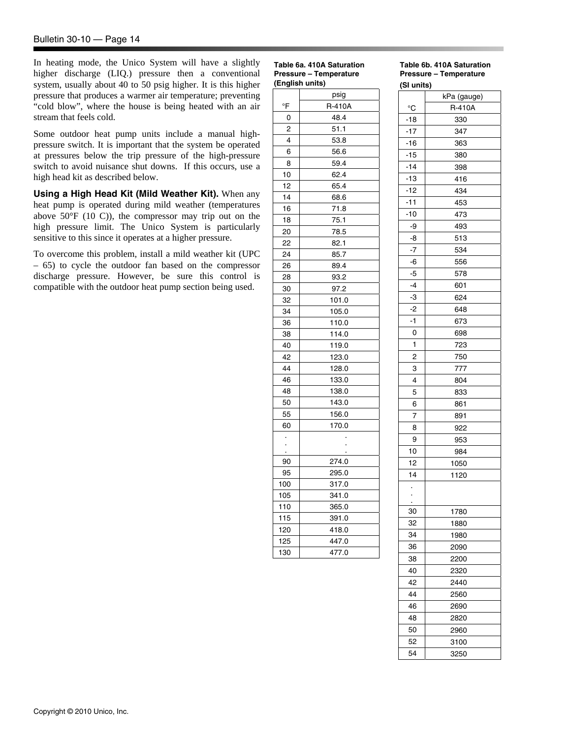In heating mode, the Unico System will have a slightly higher discharge (LIQ.) pressure then a conventional system, usually about 40 to 50 psig higher. It is this higher pressure that produces a warmer air temperature; preventing “cold blow”, where the house is being heated with an air stream that feels cold.

Some outdoor heat pump units include a manual high-pressure switch. It is important that the system be operated at pressures below the trip pressure of the high-pressure switch to avoid nuisance shut downs. If this occurs, use a high head kit as described below.

**Using a High Head Kit (Mild Weather Kit).** When any heat pump is operated during mild weather (temperatures above 50°F (10 C)), the compressor may trip out on the high pressure limit. The Unico System is particularly sensitive to this since it operates at a higher pressure.

To overcome this problem, install a mild weather kit (UPC – 65) to cycle the outdoor fan based on the compressor discharge pressure. However, be sure this control is compatible with the outdoor heat pump section being used.

**Table 6a. 410A Saturation Pressure – Temperature (English units)**

| | psig |
|---|---|
| °F | R-410A |
| 0 | 48.4 |
| 2 | 51.1 |
| 4 | 53.8 |
| 6 | 56.6 |
| 8 | 59.4 |
| 10 | 62.4 |
| 12 | 65.4 |
| 14 | 68.6 |
| 16 | 71.8 |
| 18 | 75.1 |
| 20 | 78.5 |
| 22 | 82.1 |
| 24 | 85.7 |
| 26 | 89.4 |
| 28 | 93.2 |
| 30 | 97.2 |
| 32 | 101.0 |
| 34 | 105.0 |
| 36 | 110.0 |
| 38 | 114.0 |
| 40 | 119.0 |
| 42 | 123.0 |
| 44 | 128.0 |
| 46 | 133.0 |
| 48 | 138.0 |
| 50 | 143.0 |
| 55 | 156.0 |
| 60 | 170.0 |
| . . . | . . . |
| 90 | 274.0 |
| 95 | 295.0 |
| 100 | 317.0 |
| 105 | 341.0 |
| 110 | 365.0 |
| 115 | 391.0 |
| 120 | 418.0 |
| 125 | 447.0 |
| 130 | 477.0 |

**Table 6b. 410A Saturation Pressure – Temperature (SI units)**

| | kPa (gauge) |
|---|---|
| °C | R-410A |
| -18 | 330 |
| -17 | 347 |
| -16 | 363 |
| -15 | 380 |
| -14 | 398 |
| -13 | 416 |
| -12 | 434 |
| -11 | 453 |
| -10 | 473 |
| -9 | 493 |
| -8 | 513 |
| -7 | 534 |
| -6 | 556 |
| -5 | 578 |
| -4 | 601 |
| -3 | 624 |
| -2 | 648 |
| -1 | 673 |
| 0 | 698 |
| 1 | 723 |
| 2 | 750 |
| 3 | 777 |
| 4 | 804 |
| 5 | 833 |
| 6 | 861 |
| 7 | 891 |
| 8 | 922 |
| 9 | 953 |
| 10 | 984 |
| 12 | 1050 |
| 14 | 1120 |
| . . . | |
| 30 | 1780 |
| 32 | 1880 |
| 34 | 1980 |
| 36 | 2090 |
| 38 | 2200 |
| 40 | 2320 |
| 42 | 2440 |
| 44 | 2560 |
| 46 | 2690 |
| 48 | 2820 |
| 50 | 2960 |
| 52 | 3100 |
| 54 | 3250 |

Copyright © 2010 Unico, Inc.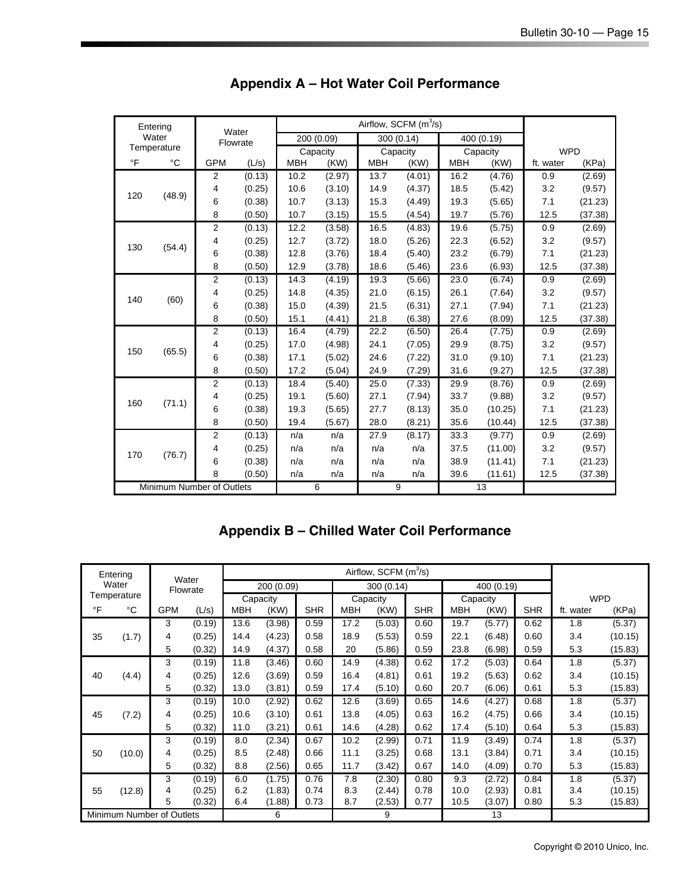## Appendix A – Hot Water Coil Performance

| Entering Water Temperature | | Water Flowrate | | Airflow, SCFM ($m^3/s$) | | | | | | | |
|---|---|---|---|---|---|---|---|---|---|---|---|
| | | | | 200 (0.09) | | 300 (0.14) | | 400 (0.19) | | | |
| | | | | Capacity | | Capacity | | Capacity | | WPD | |
| °F | °C | GPM | (L/s) | MBH | (KW) | MBH | (KW) | MBH | (KW) | ft. water | (KPa) |
| 120 | (48.9) | 2 | (0.13) | 10.2 | (2.97) | 13.7 | (4.01) | 16.2 | (4.76) | 0.9 | (2.69) |
| | | 4 | (0.25) | 10.6 | (3.10) | 14.9 | (4.37) | 18.5 | (5.42) | 3.2 | (9.57) |
| | | 6 | (0.38) | 10.7 | (3.13) | 15.3 | (4.49) | 19.3 | (5.65) | 7.1 | (21.23) |
| | | 8 | (0.50) | 10.7 | (3.15) | 15.5 | (4.54) | 19.7 | (5.76) | 12.5 | (37.38) |
| 130 | (54.4) | 2 | (0.13) | 12.2 | (3.58) | 16.5 | (4.83) | 19.6 | (5.75) | 0.9 | (2.69) |
| | | 4 | (0.25) | 12.7 | (3.72) | 18.0 | (5.26) | 22.3 | (6.52) | 3.2 | (9.57) |
| | | 6 | (0.38) | 12.8 | (3.76) | 18.4 | (5.40) | 23.2 | (6.79) | 7.1 | (21.23) |
| | | 8 | (0.50) | 12.9 | (3.78) | 18.6 | (5.46) | 23.6 | (6.93) | 12.5 | (37.38) |
| 140 | (60) | 2 | (0.13) | 14.3 | (4.19) | 19.3 | (5.66) | 23.0 | (6.74) | 0.9 | (2.69) |
| | | 4 | (0.25) | 14.8 | (4.35) | 21.0 | (6.15) | 26.1 | (7.64) | 3.2 | (9.57) |
| | | 6 | (0.38) | 15.0 | (4.39) | 21.5 | (6.31) | 27.1 | (7.94) | 7.1 | (21.23) |
| | | 8 | (0.50) | 15.1 | (4.41) | 21.8 | (6.38) | 27.6 | (8.09) | 12.5 | (37.38) |
| 150 | (65.5) | 2 | (0.13) | 16.4 | (4.79) | 22.2 | (6.50) | 26.4 | (7.75) | 0.9 | (2.69) |
| | | 4 | (0.25) | 17.0 | (4.98) | 24.1 | (7.05) | 29.9 | (8.75) | 3.2 | (9.57) |
| | | 6 | (0.38) | 17.1 | (5.02) | 24.6 | (7.22) | 31.0 | (9.10) | 7.1 | (21.23) |
| | | 8 | (0.50) | 17.2 | (5.04) | 24.9 | (7.29) | 31.6 | (9.27) | 12.5 | (37.38) |
| 160 | (71.1) | 2 | (0.13) | 18.4 | (5.40) | 25.0 | (7.33) | 29.9 | (8.76) | 0.9 | (2.69) |
| | | 4 | (0.25) | 19.1 | (5.60) | 27.1 | (7.94) | 33.7 | (9.88) | 3.2 | (9.57) |
| | | 6 | (0.38) | 19.3 | (5.65) | 27.7 | (8.13) | 35.0 | (10.25) | 7.1 | (21.23) |
| | | 8 | (0.50) | 19.4 | (5.67) | 28.0 | (8.21) | 35.6 | (10.44) | 12.5 | (37.38) |
| 170 | (76.7) | 2 | (0.13) | n/a | n/a | 27.9 | (8.17) | 33.3 | (9.77) | 0.9 | (2.69) |
| | | 4 | (0.25) | n/a | n/a | n/a | n/a | 37.5 | (11.00) | 3.2 | (9.57) |
| | | 6 | (0.38) | n/a | n/a | n/a | n/a | 38.9 | (11.41) | 7.1 | (21.23) |
| | | 8 | (0.50) | n/a | n/a | n/a | n/a | 39.6 | (11.61) | 12.5 | (37.38) |
| Minimum Number of Outlets | | | | 6 | | 9 | | 13 | | | |

## Appendix B – Chilled Water Coil Performance

| Entering Water Temperature | | Water Flowrate | | Airflow, SCFM ($m^3/s$) | | | | | | | | | | |
|---|---|---|---|---|---|---|---|---|---|---|---|---|---|---|
| | | | | 200 (0.09) | | | 300 (0.14) | | | 400 (0.19) | | | | |
| | | | | Capacity | | | Capacity | | | Capacity | | | WPD | |
| °F | °C | GPM | (L/s) | MBH | (KW) | SHR | MBH | (KW) | SHR | MBH | (KW) | SHR | ft. water | (KPa) |
| 35 | (1.7) | 3 | (0.19) | 13.6 | (3.98) | 0.59 | 17.2 | (5.03) | 0.60 | 19.7 | (5.77) | 0.62 | 1.8 | (5.37) |
| | | 4 | (0.25) | 14.4 | (4.23) | 0.58 | 18.9 | (5.53) | 0.59 | 22.1 | (6.48) | 0.60 | 3.4 | (10.15) |
| | | 5 | (0.32) | 14.9 | (4.37) | 0.58 | 20 | (5.86) | 0.59 | 23.8 | (6.98) | 0.59 | 5.3 | (15.83) |
| 40 | (4.4) | 3 | (0.19) | 11.8 | (3.46) | 0.60 | 14.9 | (4.38) | 0.62 | 17.2 | (5.03) | 0.64 | 1.8 | (5.37) |
| | | 4 | (0.25) | 12.6 | (3.69) | 0.59 | 16.4 | (4.81) | 0.61 | 19.2 | (5.63) | 0.62 | 3.4 | (10.15) |
| | | 5 | (0.32) | 13.0 | (3.81) | 0.59 | 17.4 | (5.10) | 0.60 | 20.7 | (6.06) | 0.61 | 5.3 | (15.83) |
| 45 | (7.2) | 3 | (0.19) | 10.0 | (2.92) | 0.62 | 12.6 | (3.69) | 0.65 | 14.6 | (4.27) | 0.68 | 1.8 | (5.37) |
| | | 4 | (0.25) | 10.6 | (3.10) | 0.61 | 13.8 | (4.05) | 0.63 | 16.2 | (4.75) | 0.66 | 3.4 | (10.15) |
| | | 5 | (0.32) | 11.0 | (3.21) | 0.61 | 14.6 | (4.28) | 0.62 | 17.4 | (5.10) | 0.64 | 5.3 | (15.83) |
| 50 | (10.0) | 3 | (0.19) | 8.0 | (2.34) | 0.67 | 10.2 | (2.99) | 0.71 | 11.9 | (3.49) | 0.74 | 1.8 | (5.37) |
| | | 4 | (0.25) | 8.5 | (2.48) | 0.66 | 11.1 | (3.25) | 0.68 | 13.1 | (3.84) | 0.71 | 3.4 | (10.15) |
| | | 5 | (0.32) | 8.8 | (2.56) | 0.65 | 11.7 | (3.42) | 0.67 | 14.0 | (4.09) | 0.70 | 5.3 | (15.83) |
| 55 | (12.8) | 3 | (0.19) | 6.0 | (1.75) | 0.76 | 7.8 | (2.30) | 0.80 | 9.3 | (2.72) | 0.84 | 1.8 | (5.37) |
| | | 4 | (0.25) | 6.2 | (1.83) | 0.74 | 8.3 | (2.44) | 0.78 | 10.0 | (2.93) | 0.81 | 3.4 | (10.15) |
| | | 5 | (0.32) | 6.4 | (1.88) | 0.73 | 8.7 | (2.53) | 0.77 | 10.5 | (3.07) | 0.80 | 5.3 | (15.83) |
| Minimum Number of Outlets | | | | 6 | | | 9 | | | 13 | | | | |

Copyright © 2010 Unico, Inc.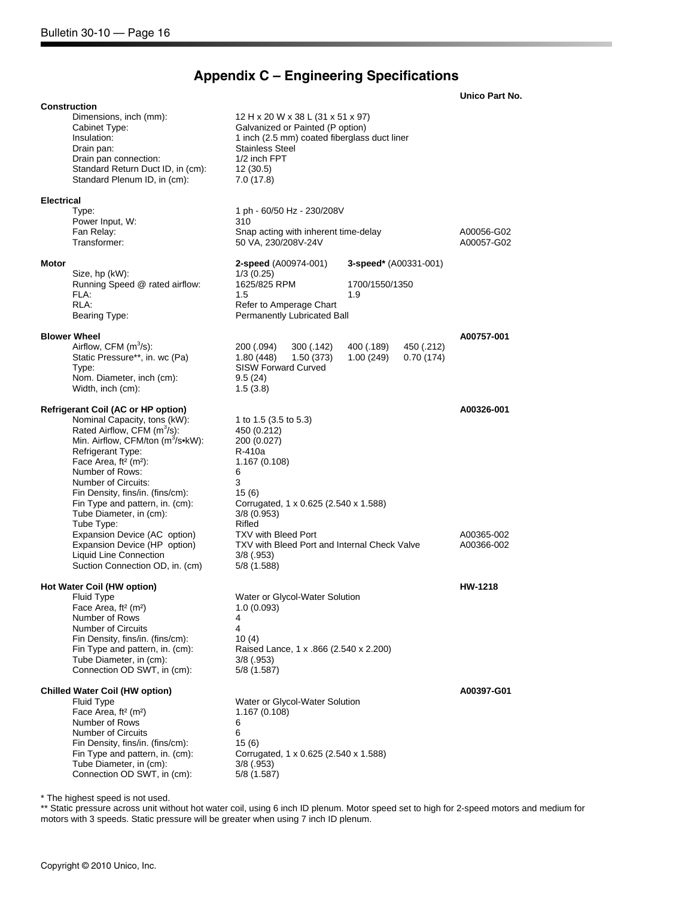# Appendix C – Engineering Specifications

| | | | | | Unico Part No. |
|---|---|---|---|---|---|
| **Construction** | | | | | |
| Dimensions, inch (mm): | 12 H x 20 W x 38 L (31 x 51 x 97) | | | | |
| Cabinet Type: | Galvanized or Painted (P option) | | | | |
| Insulation: | 1 inch (2.5 mm) coated fiberglass duct liner | | | | |
| Drain pan: | Stainless Steel | | | | |
| Drain pan connection: | 1/2 inch FPT | | | | |
| Standard Return Duct ID, in (cm): | 12 (30.5) | | | | |
| Standard Plenum ID, in (cm): | 7.0 (17.8) | | | | |
| **Electrical** | | | | | |
| Type: | 1 ph - 60/50 Hz - 230/208V | | | | |
| Power Input, W: | 310 | | | | |
| Fan Relay: | Snap acting with inherent time-delay | | | | A00056-G02 |
| Transformer: | 50 VA, 230/208V-24V | | | | A00057-G02 |
| **Motor** | **2-speed** (A00974-001) | | **3-speed*** (A00331-001) | | |
| Size, hp (kW): | 1/3 (0.25) | | | | |
| Running Speed @ rated airflow: | 1625/825 RPM | | 1700/1550/1350 | | |
| FLA: | 1.5 | | 1.9 | | |
| RLA: | Refer to Amperage Chart | | | | |
| Bearing Type: | Permanently Lubricated Ball | | | | |
| **Blower Wheel** | | | | | **A00757-001** |
| Airflow, CFM ($m^3/s$): | 200 (.094) | 300 (.142) | 400 (.189) | 450 (.212) | |
| Static Pressure**, in. wc (Pa) | 1.80 (448) | 1.50 (373) | 1.00 (249) | 0.70 (174) | |
| Type: | SISW Forward Curved | | | | |
| Nom. Diameter, inch (cm): | 9.5 (24) | | | | |
| Width, inch (cm): | 1.5 (3.8) | | | | |
| **Refrigerant Coil (AC or HP option)** | | | | | **A00326-001** |
| Nominal Capacity, tons (kW): | 1 to 1.5 (3.5 to 5.3) | | | | |
| Rated Airflow, CFM ($m^3/s$): | 450 (0.212) | | | | |
| Min. Airflow, CFM/ton ($m^3/s \cdot kW$): | 200 (0.027) | | | | |
| Refrigerant Type: | R-410a | | | | |
| Face Area, ft² (m²): | 1.167 (0.108) | | | | |
| Number of Rows: | 6 | | | | |
| Number of Circuits: | 3 | | | | |
| Fin Density, fins/in. (fins/cm): | 15 (6) | | | | |
| Fin Type and pattern, in. (cm): | Corrugated, 1 x 0.625 (2.540 x 1.588) | | | | |
| Tube Diameter, in (cm): | 3/8 (0.953) | | | | |
| Tube Type: | Rifled | | | | |
| Expansion Device (AC option) | TXV with Bleed Port | | | | A00365-002 |
| Expansion Device (HP option) | TXV with Bleed Port and Internal Check Valve | | | | A00366-002 |
| Liquid Line Connection | 3/8 (.953) | | | | |
| Suction Connection OD, in. (cm) | 5/8 (1.588) | | | | |
| **Hot Water Coil (HW option)** | | | | | **HW-1218** |
| Fluid Type | Water or Glycol-Water Solution | | | | |
| Face Area, ft² (m²) | 1.0 (0.093) | | | | |
| Number of Rows | 4 | | | | |
| Number of Circuits | 4 | | | | |
| Fin Density, fins/in. (fins/cm): | 10 (4) | | | | |
| Fin Type and pattern, in. (cm): | Raised Lance, 1 x .866 (2.540 x 2.200) | | | | |
| Tube Diameter, in (cm): | 3/8 (.953) | | | | |
| Connection OD SWT, in (cm): | 5/8 (1.587) | | | | |
| **Chilled Water Coil (HW option)** | | | | | **A00397-G01** |
| Fluid Type | Water or Glycol-Water Solution | | | | |
| Face Area, ft² (m²) | 1.167 (0.108) | | | | |
| Number of Rows | 6 | | | | |
| Number of Circuits | 6 | | | | |
| Fin Density, fins/in. (fins/cm): | 15 (6) | | | | |
| Fin Type and pattern, in. (cm): | Corrugated, 1 x 0.625 (2.540 x 1.588) | | | | |
| Tube Diameter, in (cm): | 3/8 (.953) | | | | |
| Connection OD SWT, in (cm): | 5/8 (1.587) | | | | |

* The highest speed is not used.

** Static pressure across unit without hot water coil, using 6 inch ID plenum. Motor speed set to high for 2-speed motors and medium for motors with 3 speeds. Static pressure will be greater when using 7 inch ID plenum.

Copyright © 2010 Unico, Inc.